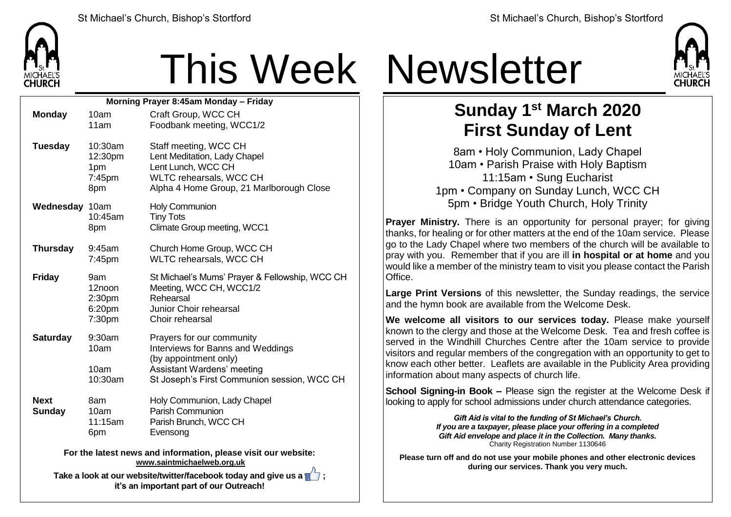# This Week Newsletter

## Morning Prayer 8:45am Monday – Friday

| | | |
|---|---|---|
| **Monday** | 10am | Craft Group, WCC CH |
| | 11am | Foodbank meeting, WCC1/2 |
| **Tuesday** | 10:30am | Staff meeting, WCC CH |
| | 12:30pm | Lent Meditation, Lady Chapel |
| | 1pm | Lent Lunch, WCC CH |
| | 7:45pm | WLTC rehearsals, WCC CH |
| | 8pm | Alpha 4 Home Group, 21 Marlborough Close |
| **Wednesday** | 10am | Holy Communion |
| | 10:45am | Tiny Tots |
| | 8pm | Climate Group meeting, WCC1 |
| **Thursday** | 9:45am | Church Home Group, WCC CH |
| | 7:45pm | WLTC rehearsals, WCC CH |
| **Friday** | 9am | St Michael's Mums' Prayer & Fellowship, WCC CH |
| | 12noon | Meeting, WCC CH, WCC1/2 |
| | 2:30pm | Rehearsal |
| | 6:20pm | Junior Choir rehearsal |
| | 7:30pm | Choir rehearsal |
| **Saturday** | 9:30am | Prayers for our community |
| | 10am | Interviews for Banns and Weddings (by appointment only) |
| | 10am | Assistant Wardens' meeting |
| | 10:30am | St Joseph's First Communion session, WCC CH |
| **Next Sunday** | 8am | Holy Communion, Lady Chapel |
| | 10am | Parish Communion |
| | 11:15am | Parish Brunch, WCC CH |
| | 6pm | Evensong |

**For the latest news and information, please visit our website: www.saintmichaelweb.org.uk**

**Take a look at our website/twitter/facebook today and give us a 👍 ; it's an important part of our Outreach!**

## Sunday 1st March 2020
## First Sunday of Lent

8am • Holy Communion, Lady Chapel
10am • Parish Praise with Holy Baptism
11:15am • Sung Eucharist
1pm • Company on Sunday Lunch, WCC CH
5pm • Bridge Youth Church, Holy Trinity

**Prayer Ministry.** There is an opportunity for personal prayer; for giving thanks, for healing or for other matters at the end of the 10am service. Please go to the Lady Chapel where two members of the church will be available to pray with you. Remember that if you are ill **in hospital or at home** and you would like a member of the ministry team to visit you please contact the Parish Office.

**Large Print Versions** of this newsletter, the Sunday readings, the service and the hymn book are available from the Welcome Desk.

**We welcome all visitors to our services today.** Please make yourself known to the clergy and those at the Welcome Desk. Tea and fresh coffee is served in the Windhill Churches Centre after the 10am service to provide visitors and regular members of the congregation with an opportunity to get to know each other better. Leaflets are available in the Publicity Area providing information about many aspects of church life.

**School Signing-in Book –** Please sign the register at the Welcome Desk if looking to apply for school admissions under church attendance categories.

***Gift Aid is vital to the funding of St Michael's Church. If you are a taxpayer, please place your offering in a completed Gift Aid envelope and place it in the Collection. Many thanks.***
Charity Registration Number 1130646

**Please turn off and do not use your mobile phones and other electronic devices during our services. Thank you very much.**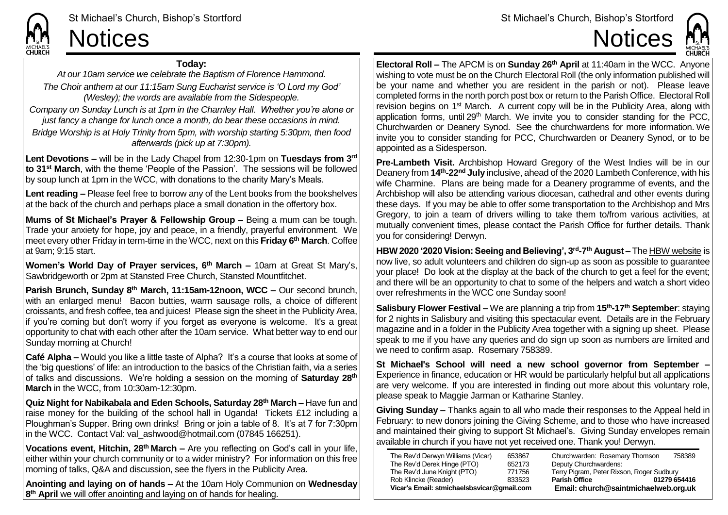# Notices

**Today:**

*At our 10am service we celebrate the Baptism of Florence Hammond.*

*The Choir anthem at our 11:15am Sung Eucharist service is 'O Lord my God' (Wesley); the words are available from the Sidespeople.*

*Company on Sunday Lunch is at 1pm in the Charnley Hall. Whether you're alone or just fancy a change for lunch once a month, do bear these occasions in mind.*

*Bridge Worship is at Holy Trinity from 5pm, with worship starting 5:30pm, then food afterwards (pick up at 7:30pm).*

**Lent Devotions –** will be in the Lady Chapel from 12:30-1pm on **Tuesdays from 3rd to 31st March**, with the theme 'People of the Passion'. The sessions will be followed by soup lunch at 1pm in the WCC, with donations to the charity Mary's Meals.

**Lent reading –** Please feel free to borrow any of the Lent books from the bookshelves at the back of the church and perhaps place a small donation in the offertory box.

**Mums of St Michael's Prayer & Fellowship Group –** Being a mum can be tough. Trade your anxiety for hope, joy and peace, in a friendly, prayerful environment. We meet every other Friday in term-time in the WCC, next on this **Friday 6th March**. Coffee at 9am; 9:15 start.

**Women's World Day of Prayer services, 6th March –** 10am at Great St Mary's, Sawbridgeworth or 2pm at Stansted Free Church, Stansted Mountfitchet.

**Parish Brunch, Sunday 8th March, 11:15am-12noon, WCC –** Our second brunch, with an enlarged menu! Bacon butties, warm sausage rolls, a choice of different croissants, and fresh coffee, tea and juices! Please sign the sheet in the Publicity Area, if you're coming but don't worry if you forget as everyone is welcome. It's a great opportunity to chat with each other after the 10am service. What better way to end our Sunday morning at Church!

**Café Alpha –** Would you like a little taste of Alpha? It's a course that looks at some of the 'big questions' of life: an introduction to the basics of the Christian faith, via a series of talks and discussions. We're holding a session on the morning of **Saturday 28th March** in the WCC, from 10:30am-12:30pm.

**Quiz Night for Nabikabala and Eden Schools, Saturday 28th March –** Have fun and raise money for the building of the school hall in Uganda! Tickets £12 including a Ploughman's Supper. Bring own drinks! Bring or join a table of 8. It's at 7 for 7:30pm in the WCC. Contact Val: val_ashwood@hotmail.com (07845 166251).

**Vocations event, Hitchin, 28th March –** Are you reflecting on God's call in your life, either within your church community or to a wider ministry? For information on this free morning of talks, Q&A and discussion, see the flyers in the Publicity Area.

**Anointing and laying on of hands –** At the 10am Holy Communion on **Wednesday 8th April** we will offer anointing and laying on of hands for healing.

**Electoral Roll –** The APCM is on **Sunday 26th April** at 11:40am in the WCC. Anyone wishing to vote must be on the Church Electoral Roll (the only information published will be your name and whether you are resident in the parish or not). Please leave completed forms in the north porch post box or return to the Parish Office. Electoral Roll revision begins on 1st March. A current copy will be in the Publicity Area, along with application forms, until 29th March. We invite you to consider standing for the PCC, Churchwarden or Deanery Synod. See the churchwardens for more information. We invite you to consider standing for PCC, Churchwarden or Deanery Synod, or to be appointed as a Sidesperson.

**Pre-Lambeth Visit.** Archbishop Howard Gregory of the West Indies will be in our Deanery from **14th-22nd July** inclusive, ahead of the 2020 Lambeth Conference, with his wife Charmine. Plans are being made for a Deanery programme of events, and the Archbishop will also be attending various diocesan, cathedral and other events during these days. If you may be able to offer some transportation to the Archbishop and Mrs Gregory, to join a team of drivers willing to take them to/from various activities, at mutually convenient times, please contact the Parish Office for further details. Thank you for considering! Derwyn.

**HBW 2020 '2020 Vision: Seeing and Believing', 3rd-7th August –** The HBW website is now live, so adult volunteers and children do sign-up as soon as possible to guarantee your place! Do look at the display at the back of the church to get a feel for the event; and there will be an opportunity to chat to some of the helpers and watch a short video over refreshments in the WCC one Sunday soon!

**Salisbury Flower Festival –** We are planning a trip from **15th-17th September**: staying for 2 nights in Salisbury and visiting this spectacular event. Details are in the February magazine and in a folder in the Publicity Area together with a signing up sheet. Please speak to me if you have any queries and do sign up soon as numbers are limited and we need to confirm asap. Rosemary 758389.

**St Michael's School will need a new school governor from September –** Experience in finance, education or HR would be particularly helpful but all applications are very welcome. If you are interested in finding out more about this voluntary role, please speak to Maggie Jarman or Katharine Stanley.

**Giving Sunday –** Thanks again to all who made their responses to the Appeal held in February: to new donors joining the Giving Scheme, and to those who have increased and maintained their giving to support St Michael's. Giving Sunday envelopes remain available in church if you have not yet received one. Thank you! Derwyn.

| | | | |
|---|---|---|---|
| The Rev'd Derwyn Williams (Vicar) | 653867 | Churchwarden: Rosemary Thomson | 758389 |
| The Rev'd Derek Hinge (PTO) | 652173 | Deputy Churchwardens: | |
| The Rev'd June Knight (PTO) | 771756 | Terry Pigram, Peter Rixson, Roger Sudbury | |
| Rob Klincke (Reader) | 833523 | **Parish Office** | **01279 654416** |
| **Vicar's Email: stmichaelsbsvicar@gmail.com** | | **Email: church@saintmichaelweb.org.uk** | |